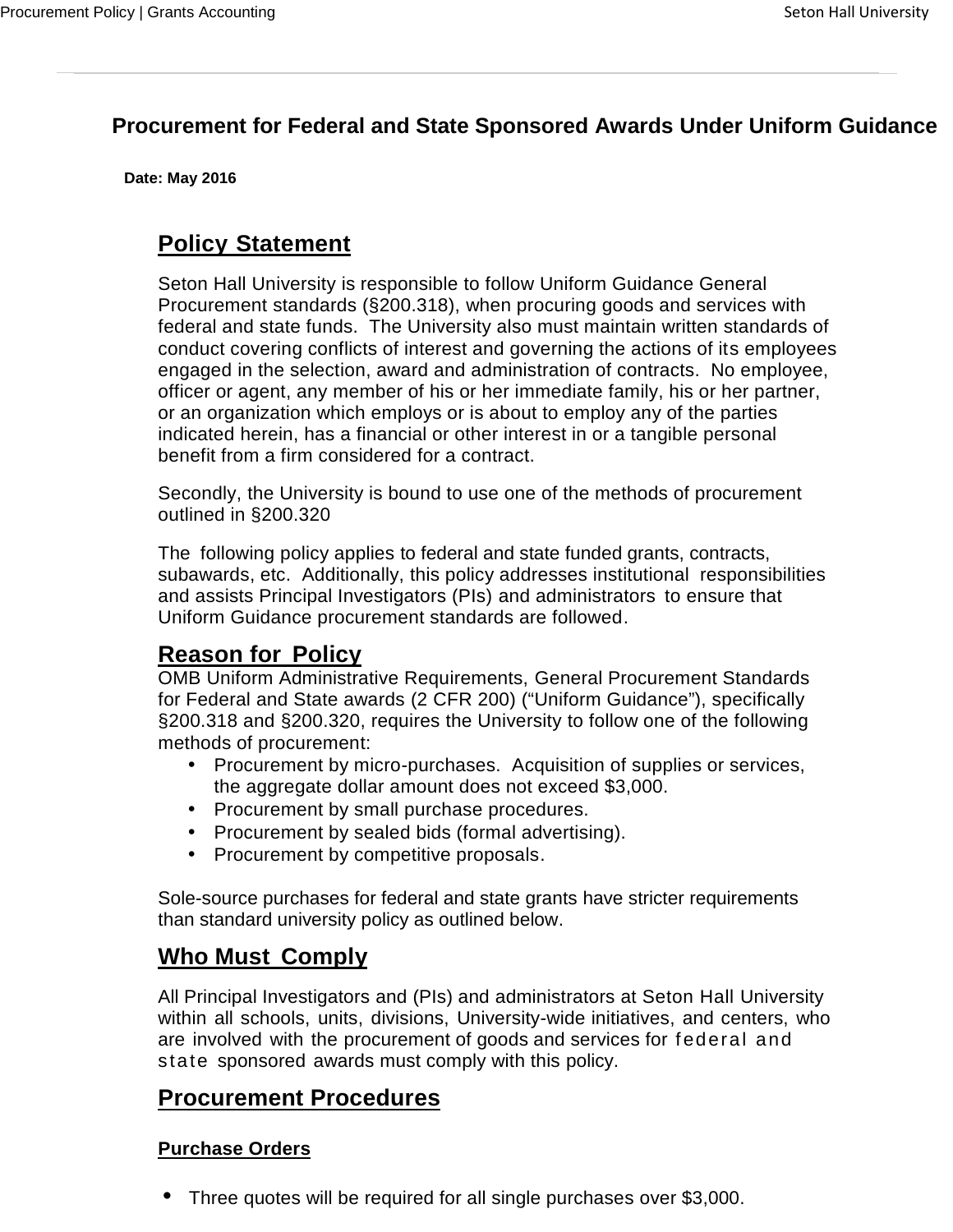# Procurement for Federal and State Sponsored Awards Under Uniform Guidance

**Date: May 2016**

## Policy Statement

Seton Hall University is responsible to follow Uniform Guidance General Procurement standards (§200.318), when procuring goods and services with federal and state funds. The University also must maintain written standards of conduct covering conflicts of interest and governing the actions of its employees engaged in the selection, award and administration of contracts. No employee, officer or agent, any member of his or her immediate family, his or her partner, or an organization which employs or is about to employ any of the parties indicated herein, has a financial or other interest in or a tangible personal benefit from a firm considered for a contract.

Secondly, the University is bound to use one of the methods of procurement outlined in §200.320

The following policy applies to federal and state funded grants, contracts, subawards, etc. Additionally, this policy addresses institutional responsibilities and assists Principal Investigators (PIs) and administrators to ensure that Uniform Guidance procurement standards are followed.

## Reason for Policy

OMB Uniform Administrative Requirements, General Procurement Standards for Federal and State awards (2 CFR 200) ("Uniform Guidance"), specifically §200.318 and §200.320, requires the University to follow one of the following methods of procurement:

- Procurement by micro-purchases. Acquisition of supplies or services, the aggregate dollar amount does not exceed $3,000.
- Procurement by small purchase procedures.
- Procurement by sealed bids (formal advertising).
- Procurement by competitive proposals.

Sole-source purchases for federal and state grants have stricter requirements than standard university policy as outlined below.

## Who Must Comply

All Principal Investigators and (PIs) and administrators at Seton Hall University within all schools, units, divisions, University-wide initiatives, and centers, who are involved with the procurement of goods and services for federal and state sponsored awards must comply with this policy.

## Procurement Procedures

### Purchase Orders

- Three quotes will be required for all single purchases over $3,000.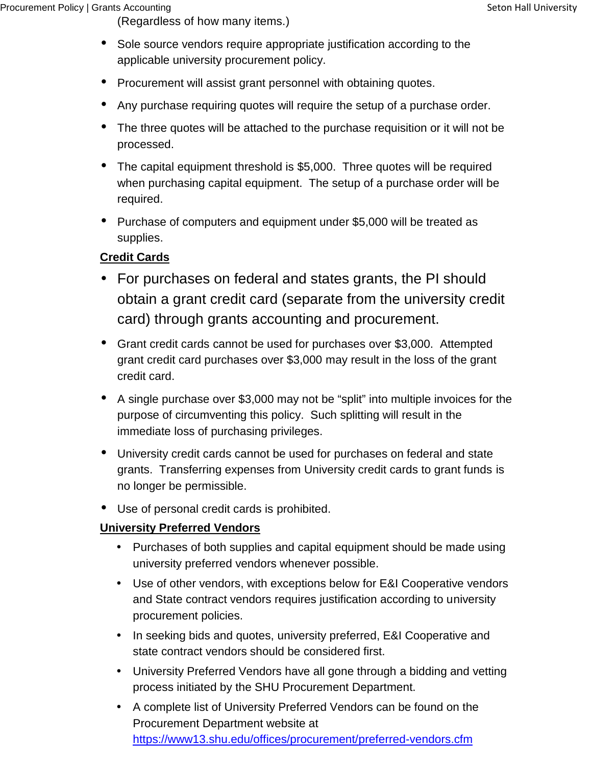(Regardless of how many items.)

- Sole source vendors require appropriate justification according to the applicable university procurement policy.
- Procurement will assist grant personnel with obtaining quotes.
- Any purchase requiring quotes will require the setup of a purchase order.
- The three quotes will be attached to the purchase requisition or it will not be processed.
- The capital equipment threshold is $5,000. Three quotes will be required when purchasing capital equipment. The setup of a purchase order will be required.
- Purchase of computers and equipment under $5,000 will be treated as supplies.

**Credit Cards**

- For purchases on federal and states grants, the PI should obtain a grant credit card (separate from the university credit card) through grants accounting and procurement.
- Grant credit cards cannot be used for purchases over $3,000. Attempted grant credit card purchases over $3,000 may result in the loss of the grant credit card.
- A single purchase over $3,000 may not be "split" into multiple invoices for the purpose of circumventing this policy. Such splitting will result in the immediate loss of purchasing privileges.
- University credit cards cannot be used for purchases on federal and state grants. Transferring expenses from University credit cards to grant funds is no longer be permissible.
- Use of personal credit cards is prohibited.

**University Preferred Vendors**

- Purchases of both supplies and capital equipment should be made using university preferred vendors whenever possible.
- Use of other vendors, with exceptions below for E&I Cooperative vendors and State contract vendors requires justification according to university procurement policies.
- In seeking bids and quotes, university preferred, E&I Cooperative and state contract vendors should be considered first.
- University Preferred Vendors have all gone through a bidding and vetting process initiated by the SHU Procurement Department.
- A complete list of University Preferred Vendors can be found on the Procurement Department website at https://www13.shu.edu/offices/procurement/preferred-vendors.cfm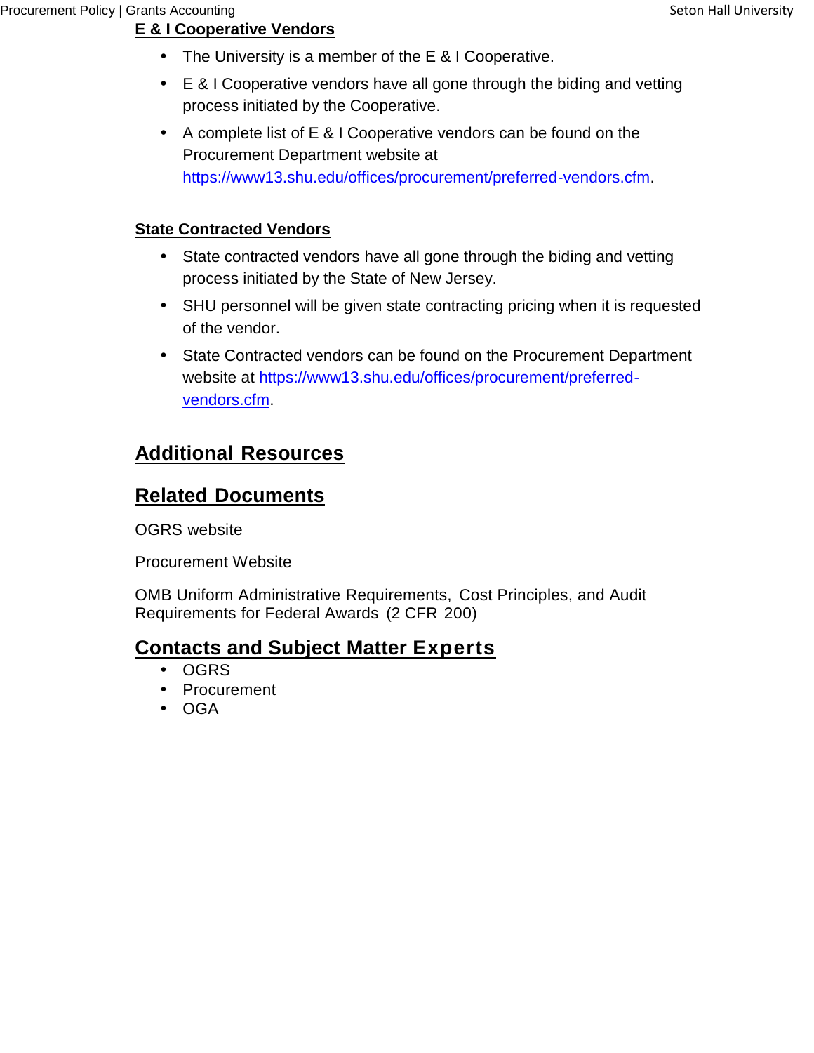### E & I Cooperative Vendors

- The University is a member of the E & I Cooperative.
- E & I Cooperative vendors have all gone through the biding and vetting process initiated by the Cooperative.
- A complete list of E & I Cooperative vendors can be found on the Procurement Department website at https://www13.shu.edu/offices/procurement/preferred-vendors.cfm.

### State Contracted Vendors

- State contracted vendors have all gone through the biding and vetting process initiated by the State of New Jersey.
- SHU personnel will be given state contracting pricing when it is requested of the vendor.
- State Contracted vendors can be found on the Procurement Department website at https://www13.shu.edu/offices/procurement/preferred-vendors.cfm.

## Additional Resources

## Related Documents

OGRS website

Procurement Website

OMB Uniform Administrative Requirements, Cost Principles, and Audit Requirements for Federal Awards (2 CFR 200)

## Contacts and Subject Matter Experts

- OGRS
- Procurement
- OGA